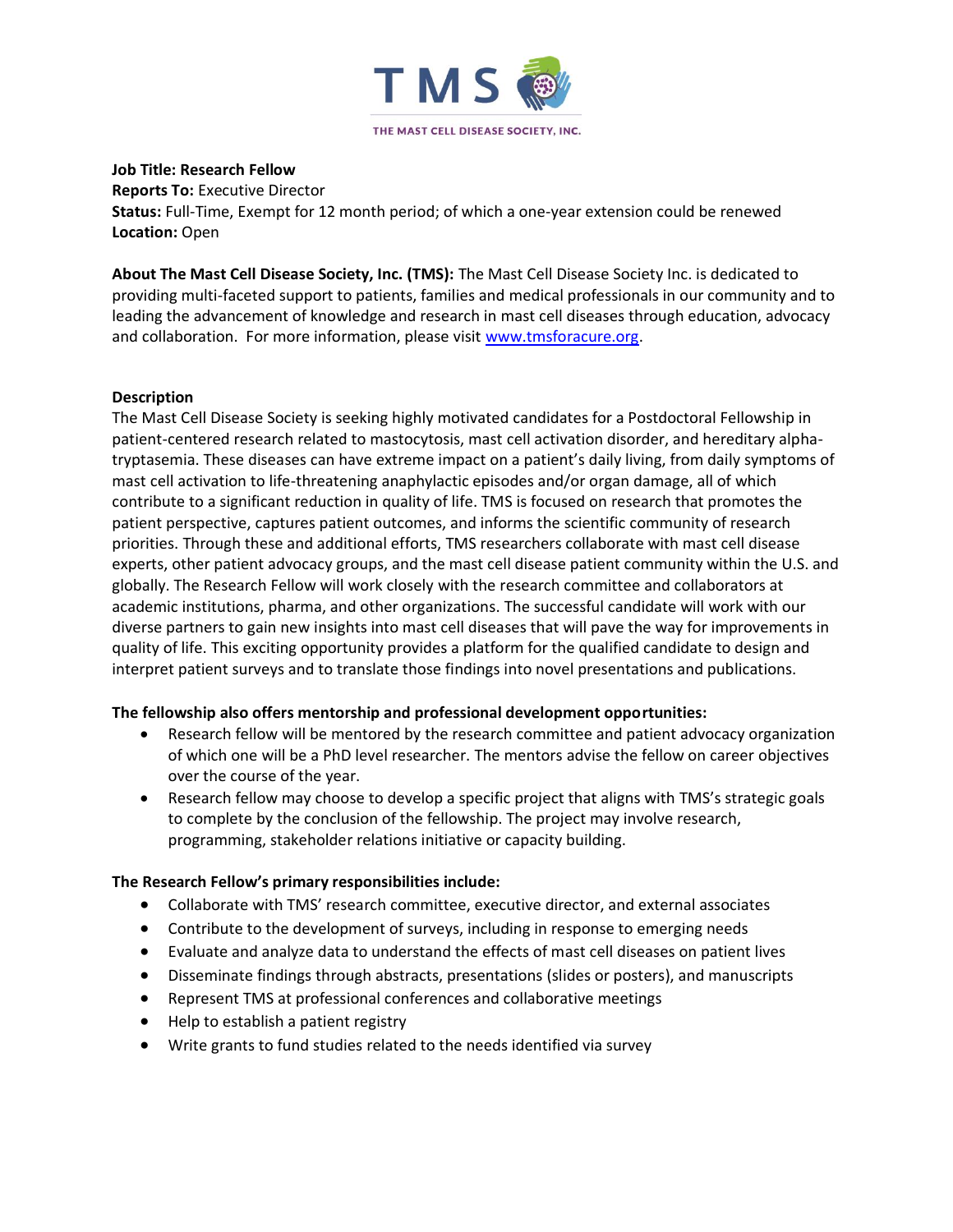TMS

THE MAST CELL DISEASE SOCIETY, INC.

**Job Title: Research Fellow**
**Reports To:** Executive Director
**Status:** Full-Time, Exempt for 12 month period; of which a one-year extension could be renewed
**Location:** Open

**About The Mast Cell Disease Society, Inc. (TMS):** The Mast Cell Disease Society Inc. is dedicated to providing multi-faceted support to patients, families and medical professionals in our community and to leading the advancement of knowledge and research in mast cell diseases through education, advocacy and collaboration. For more information, please visit [www.tmsforacure.org](www.tmsforacure.org).

**Description**

The Mast Cell Disease Society is seeking highly motivated candidates for a Postdoctoral Fellowship in patient-centered research related to mastocytosis, mast cell activation disorder, and hereditary alpha-tryptasemia. These diseases can have extreme impact on a patient's daily living, from daily symptoms of mast cell activation to life-threatening anaphylactic episodes and/or organ damage, all of which contribute to a significant reduction in quality of life. TMS is focused on research that promotes the patient perspective, captures patient outcomes, and informs the scientific community of research priorities. Through these and additional efforts, TMS researchers collaborate with mast cell disease experts, other patient advocacy groups, and the mast cell disease patient community within the U.S. and globally. The Research Fellow will work closely with the research committee and collaborators at academic institutions, pharma, and other organizations. The successful candidate will work with our diverse partners to gain new insights into mast cell diseases that will pave the way for improvements in quality of life. This exciting opportunity provides a platform for the qualified candidate to design and interpret patient surveys and to translate those findings into novel presentations and publications.

**The fellowship also offers mentorship and professional development opportunities:**

- Research fellow will be mentored by the research committee and patient advocacy organization of which one will be a PhD level researcher. The mentors advise the fellow on career objectives over the course of the year.
- Research fellow may choose to develop a specific project that aligns with TMS's strategic goals to complete by the conclusion of the fellowship. The project may involve research, programming, stakeholder relations initiative or capacity building.

**The Research Fellow's primary responsibilities include:**

- Collaborate with TMS' research committee, executive director, and external associates
- Contribute to the development of surveys, including in response to emerging needs
- Evaluate and analyze data to understand the effects of mast cell diseases on patient lives
- Disseminate findings through abstracts, presentations (slides or posters), and manuscripts
- Represent TMS at professional conferences and collaborative meetings
- Help to establish a patient registry
- Write grants to fund studies related to the needs identified via survey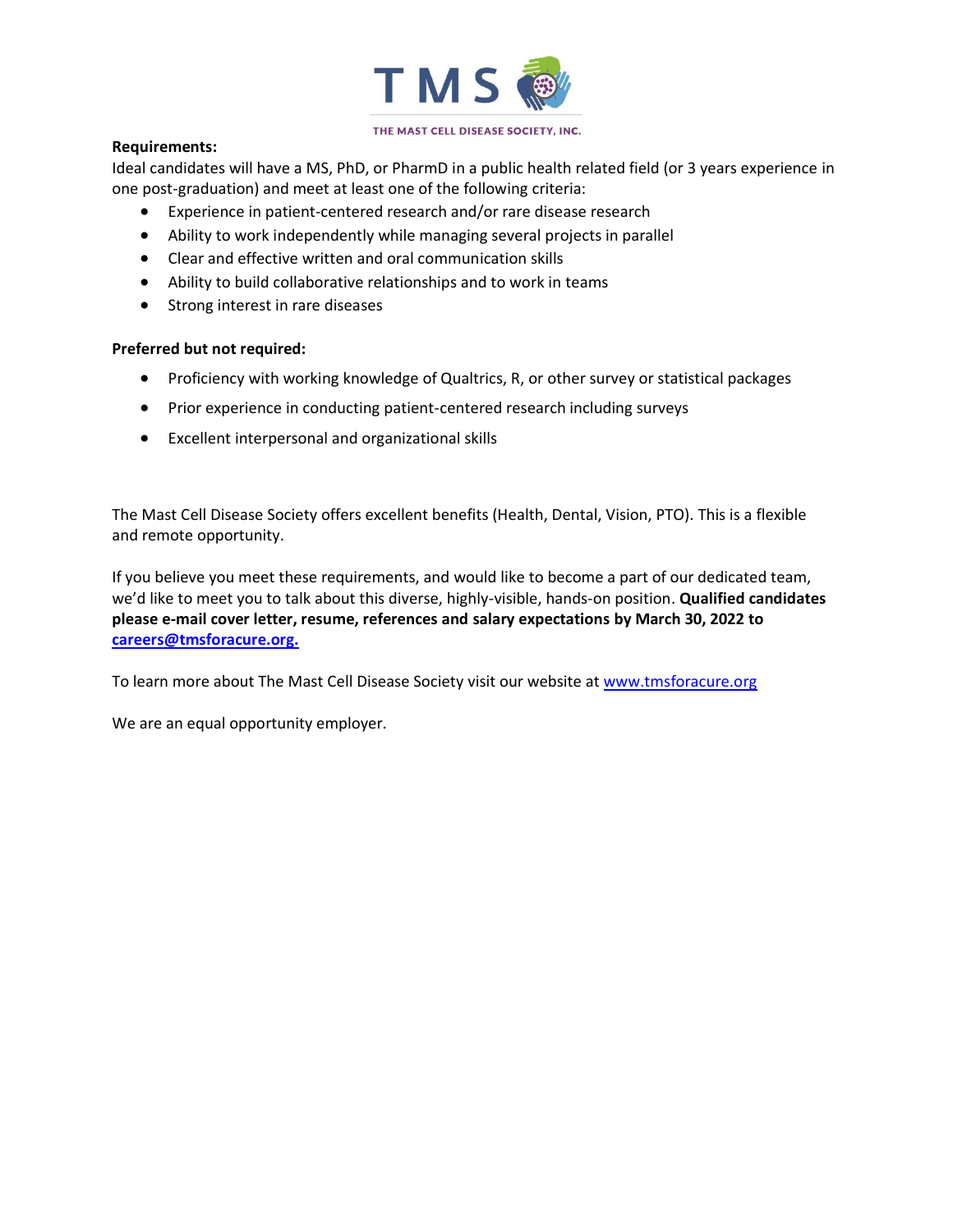TMS

THE MAST CELL DISEASE SOCIETY, INC.

**Requirements:**

Ideal candidates will have a MS, PhD, or PharmD in a public health related field (or 3 years experience in one post-graduation) and meet at least one of the following criteria:

- Experience in patient-centered research and/or rare disease research
- Ability to work independently while managing several projects in parallel
- Clear and effective written and oral communication skills
- Ability to build collaborative relationships and to work in teams
- Strong interest in rare diseases

**Preferred but not required:**

- Proficiency with working knowledge of Qualtrics, R, or other survey or statistical packages
- Prior experience in conducting patient-centered research including surveys
- Excellent interpersonal and organizational skills

The Mast Cell Disease Society offers excellent benefits (Health, Dental, Vision, PTO). This is a flexible and remote opportunity.

If you believe you meet these requirements, and would like to become a part of our dedicated team, we'd like to meet you to talk about this diverse, highly-visible, hands-on position. **Qualified candidates please e-mail cover letter, resume, references and salary expectations by March 30, 2022 to careers@tmsforacure.org.**

To learn more about The Mast Cell Disease Society visit our website at www.tmsforacure.org

We are an equal opportunity employer.